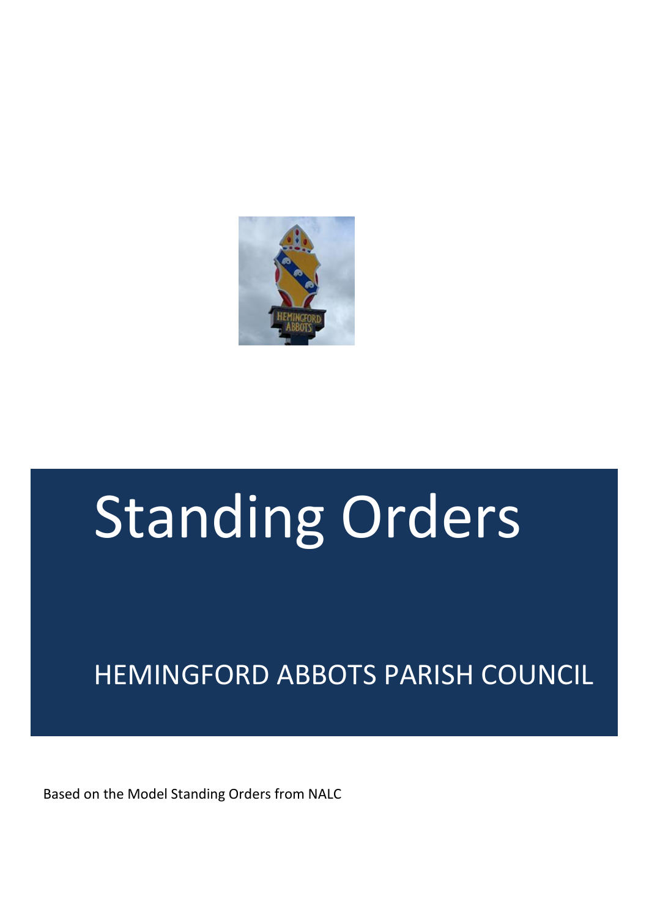# Standing Orders

## HEMINGFORD ABBOTS PARISH COUNCIL

Based on the Model Standing Orders from NALC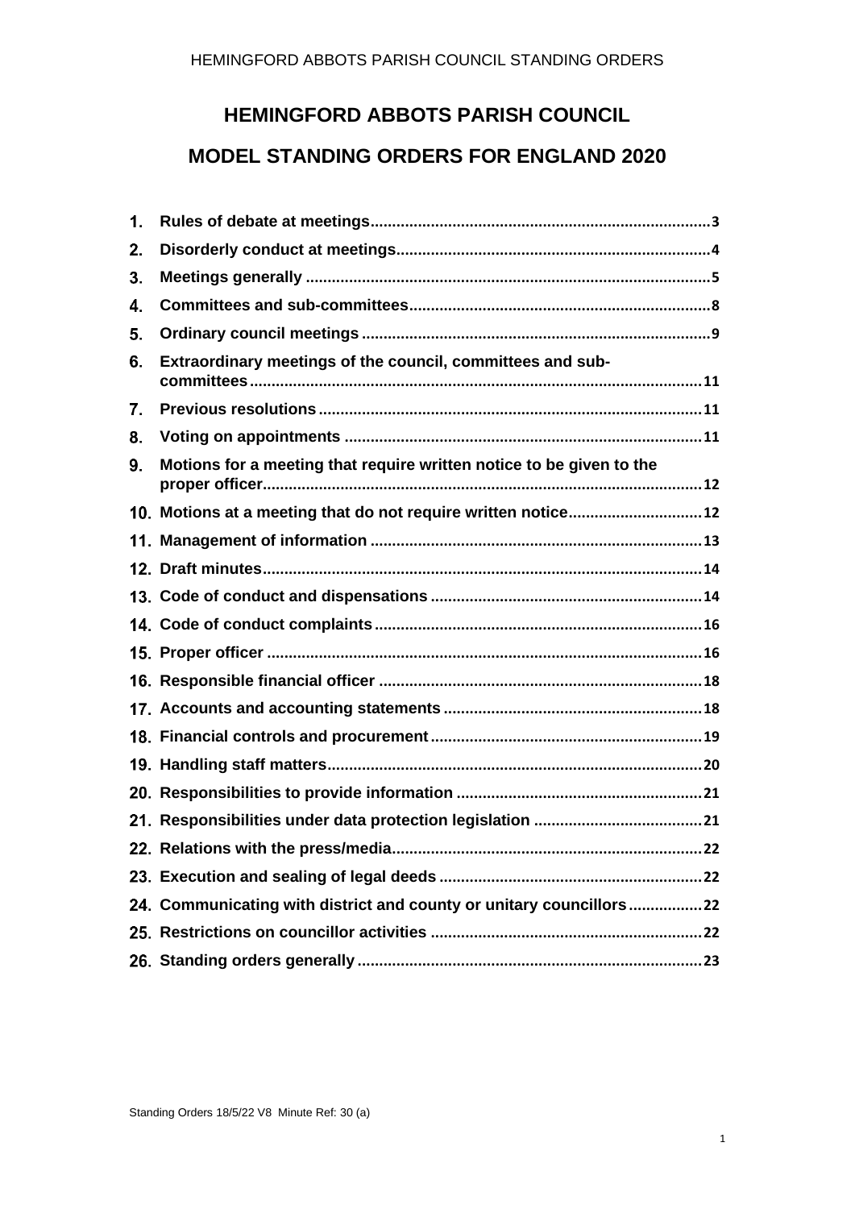# HEMINGFORD ABBOTS PARISH COUNCIL

# MODEL STANDING ORDERS FOR ENGLAND 2020

1. **Rules of debate at meetings** .......... 3
2. **Disorderly conduct at meetings** .......... 4
3. **Meetings generally** .......... 5
4. **Committees and sub-committees** .......... 8
5. **Ordinary council meetings** .......... 9
6. **Extraordinary meetings of the council, committees and sub-committees** .......... 11
7. **Previous resolutions** .......... 11
8. **Voting on appointments** .......... 11
9. **Motions for a meeting that require written notice to be given to the proper officer** .......... 12
10. **Motions at a meeting that do not require written notice** .......... 12
11. **Management of information** .......... 13
12. **Draft minutes** .......... 14
13. **Code of conduct and dispensations** .......... 14
14. **Code of conduct complaints** .......... 16
15. **Proper officer** .......... 16
16. **Responsible financial officer** .......... 18
17. **Accounts and accounting statements** .......... 18
18. **Financial controls and procurement** .......... 19
19. **Handling staff matters** .......... 20
20. **Responsibilities to provide information** .......... 21
21. **Responsibilities under data protection legislation** .......... 21
22. **Relations with the press/media** .......... 22
23. **Execution and sealing of legal deeds** .......... 22
24. **Communicating with district and county or unitary councillors** .......... 22
25. **Restrictions on councillor activities** .......... 22
26. **Standing orders generally** .......... 23

Standing Orders 18/5/22 V8 Minute Ref: 30 (a)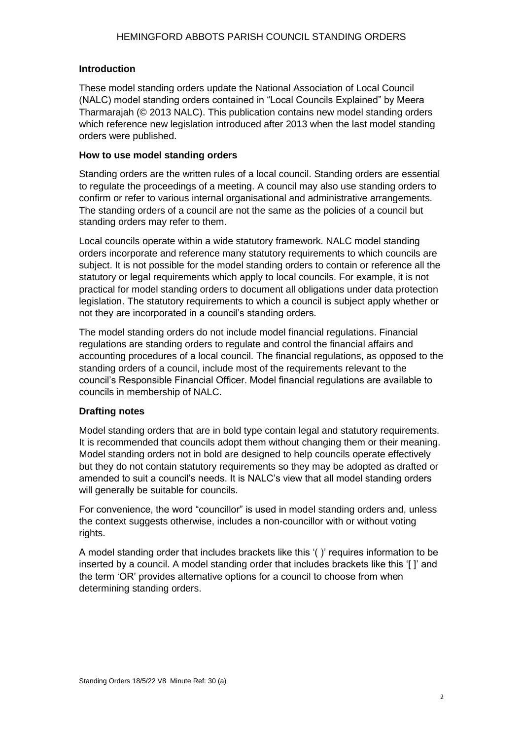**Introduction**

These model standing orders update the National Association of Local Council (NALC) model standing orders contained in "Local Councils Explained" by Meera Tharmarajah (© 2013 NALC). This publication contains new model standing orders which reference new legislation introduced after 2013 when the last model standing orders were published.

**How to use model standing orders**

Standing orders are the written rules of a local council. Standing orders are essential to regulate the proceedings of a meeting. A council may also use standing orders to confirm or refer to various internal organisational and administrative arrangements. The standing orders of a council are not the same as the policies of a council but standing orders may refer to them.

Local councils operate within a wide statutory framework. NALC model standing orders incorporate and reference many statutory requirements to which councils are subject. It is not possible for the model standing orders to contain or reference all the statutory or legal requirements which apply to local councils. For example, it is not practical for model standing orders to document all obligations under data protection legislation. The statutory requirements to which a council is subject apply whether or not they are incorporated in a council's standing orders.

The model standing orders do not include model financial regulations. Financial regulations are standing orders to regulate and control the financial affairs and accounting procedures of a local council. The financial regulations, as opposed to the standing orders of a council, include most of the requirements relevant to the council's Responsible Financial Officer. Model financial regulations are available to councils in membership of NALC.

**Drafting notes**

Model standing orders that are in bold type contain legal and statutory requirements. It is recommended that councils adopt them without changing them or their meaning. Model standing orders not in bold are designed to help councils operate effectively but they do not contain statutory requirements so they may be adopted as drafted or amended to suit a council's needs. It is NALC's view that all model standing orders will generally be suitable for councils.

For convenience, the word "councillor" is used in model standing orders and, unless the context suggests otherwise, includes a non-councillor with or without voting rights.

A model standing order that includes brackets like this '( )' requires information to be inserted by a council. A model standing order that includes brackets like this '[ ]' and the term 'OR' provides alternative options for a council to choose from when determining standing orders.

Standing Orders 18/5/22 V8 Minute Ref: 30 (a)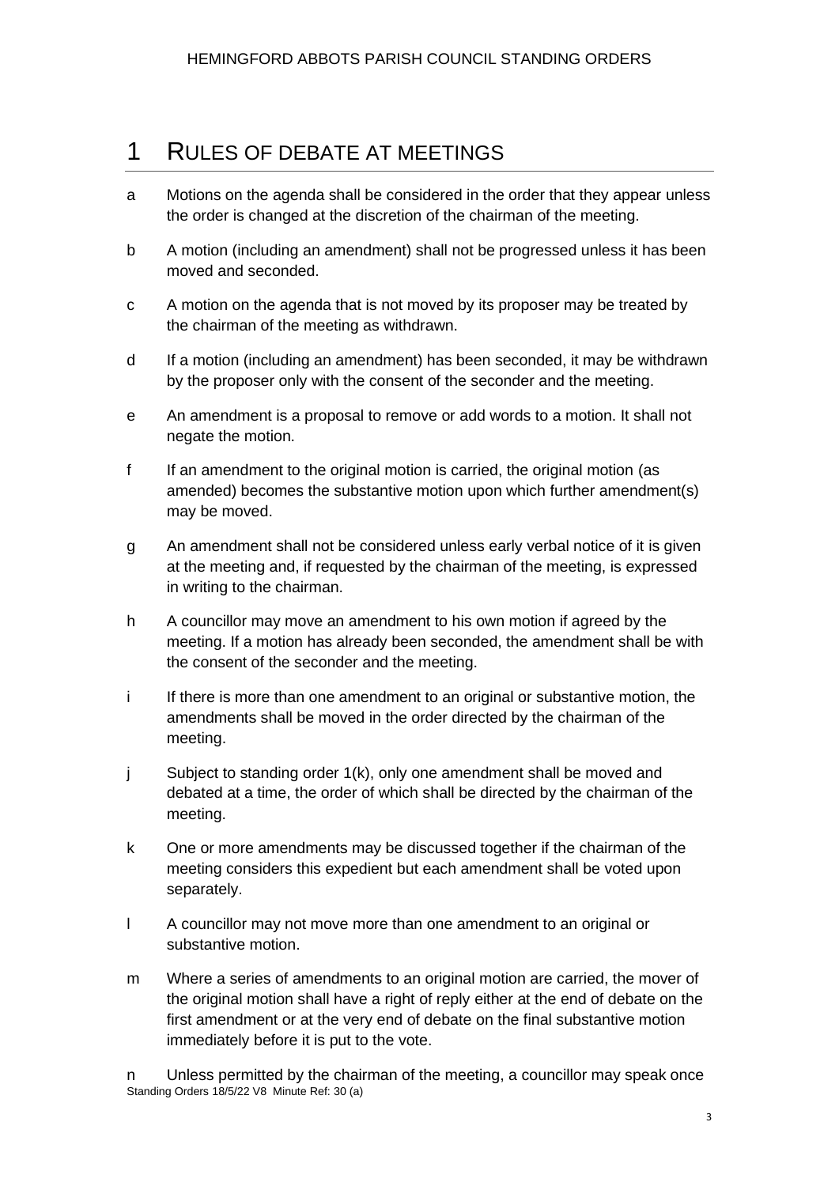# 1 RULES OF DEBATE AT MEETINGS

a Motions on the agenda shall be considered in the order that they appear unless the order is changed at the discretion of the chairman of the meeting.

b A motion (including an amendment) shall not be progressed unless it has been moved and seconded.

c A motion on the agenda that is not moved by its proposer may be treated by the chairman of the meeting as withdrawn.

d If a motion (including an amendment) has been seconded, it may be withdrawn by the proposer only with the consent of the seconder and the meeting.

e An amendment is a proposal to remove or add words to a motion. It shall not negate the motion.

f If an amendment to the original motion is carried, the original motion (as amended) becomes the substantive motion upon which further amendment(s) may be moved.

g An amendment shall not be considered unless early verbal notice of it is given at the meeting and, if requested by the chairman of the meeting, is expressed in writing to the chairman.

h A councillor may move an amendment to his own motion if agreed by the meeting. If a motion has already been seconded, the amendment shall be with the consent of the seconder and the meeting.

i If there is more than one amendment to an original or substantive motion, the amendments shall be moved in the order directed by the chairman of the meeting.

j Subject to standing order 1(k), only one amendment shall be moved and debated at a time, the order of which shall be directed by the chairman of the meeting.

k One or more amendments may be discussed together if the chairman of the meeting considers this expedient but each amendment shall be voted upon separately.

l A councillor may not move more than one amendment to an original or substantive motion.

m Where a series of amendments to an original motion are carried, the mover of the original motion shall have a right of reply either at the end of debate on the first amendment or at the very end of debate on the final substantive motion immediately before it is put to the vote.

n Unless permitted by the chairman of the meeting, a councillor may speak once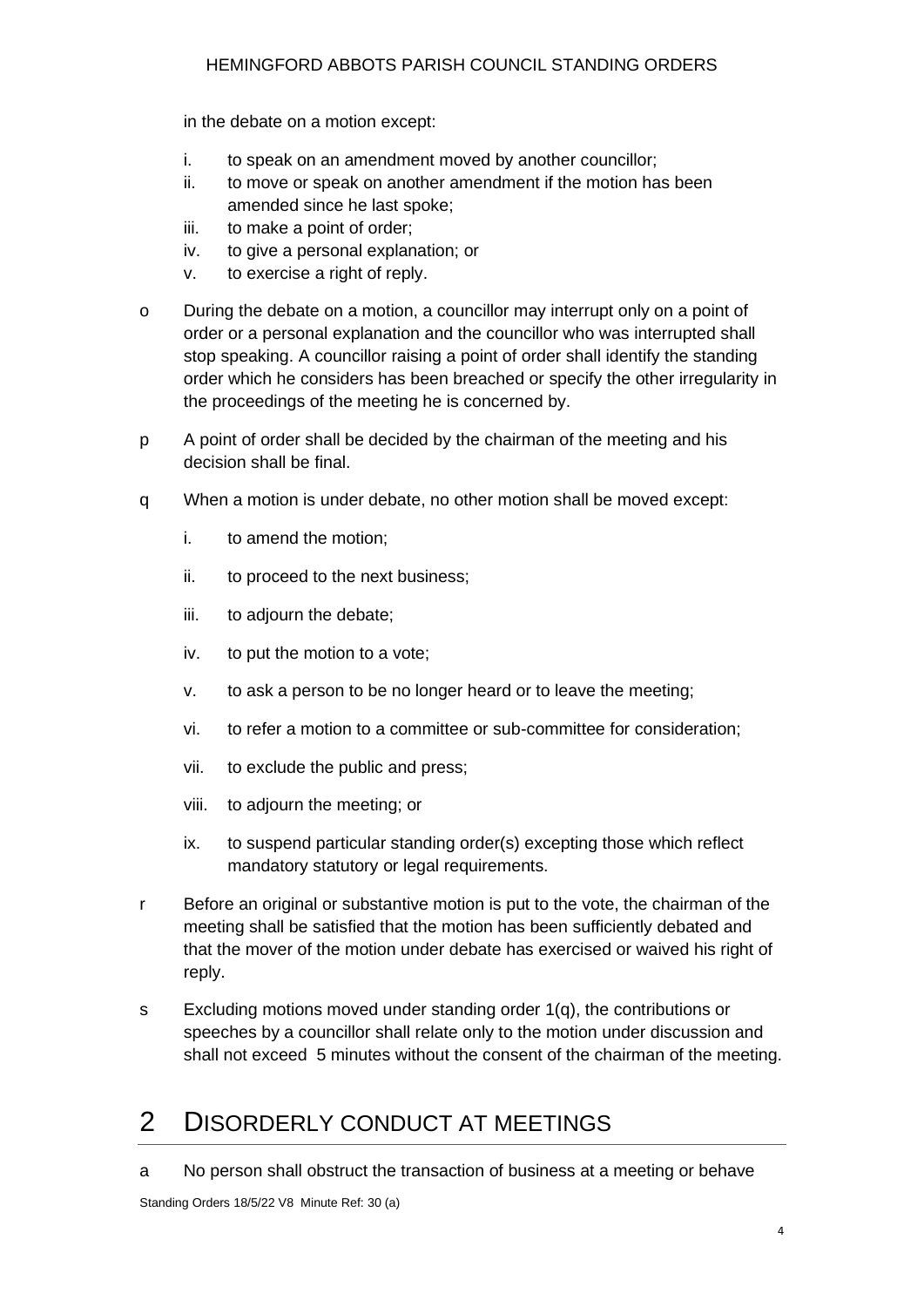in the debate on a motion except:

- i. to speak on an amendment moved by another councillor;
- ii. to move or speak on another amendment if the motion has been amended since he last spoke;
- iii. to make a point of order;
- iv. to give a personal explanation; or
- v. to exercise a right of reply.

o During the debate on a motion, a councillor may interrupt only on a point of order or a personal explanation and the councillor who was interrupted shall stop speaking. A councillor raising a point of order shall identify the standing order which he considers has been breached or specify the other irregularity in the proceedings of the meeting he is concerned by.

p A point of order shall be decided by the chairman of the meeting and his decision shall be final.

q When a motion is under debate, no other motion shall be moved except:

- i. to amend the motion;
- ii. to proceed to the next business;
- iii. to adjourn the debate;
- iv. to put the motion to a vote;
- v. to ask a person to be no longer heard or to leave the meeting;
- vi. to refer a motion to a committee or sub-committee for consideration;
- vii. to exclude the public and press;
- viii. to adjourn the meeting; or
- ix. to suspend particular standing order(s) excepting those which reflect mandatory statutory or legal requirements.

r Before an original or substantive motion is put to the vote, the chairman of the meeting shall be satisfied that the motion has been sufficiently debated and that the mover of the motion under debate has exercised or waived his right of reply.

s Excluding motions moved under standing order 1(q), the contributions or speeches by a councillor shall relate only to the motion under discussion and shall not exceed 5 minutes without the consent of the chairman of the meeting.

## 2 DISORDERLY CONDUCT AT MEETINGS

a No person shall obstruct the transaction of business at a meeting or behave

Standing Orders 18/5/22 V8 Minute Ref: 30 (a)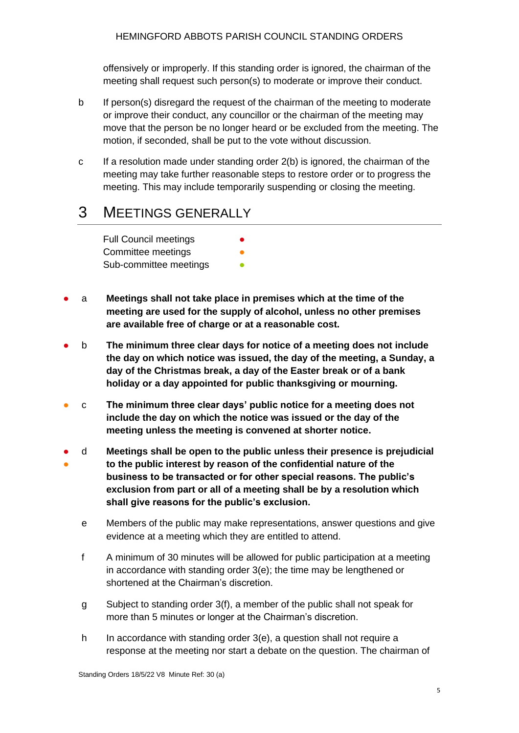offensively or improperly. If this standing order is ignored, the chairman of the meeting shall request such person(s) to moderate or improve their conduct.

b If person(s) disregard the request of the chairman of the meeting to moderate or improve their conduct, any councillor or the chairman of the meeting may move that the person be no longer heard or be excluded from the meeting. The motion, if seconded, shall be put to the vote without discussion.

c If a resolution made under standing order 2(b) is ignored, the chairman of the meeting may take further reasonable steps to restore order or to progress the meeting. This may include temporarily suspending or closing the meeting.

# 3 MEETINGS GENERALLY

Full Council meetings ●
Committee meetings ●
Sub-committee meetings ●

● a **Meetings shall not take place in premises which at the time of the meeting are used for the supply of alcohol, unless no other premises are available free of charge or at a reasonable cost.**

● b **The minimum three clear days for notice of a meeting does not include the day on which notice was issued, the day of the meeting, a Sunday, a day of the Christmas break, a day of the Easter break or of a bank holiday or a day appointed for public thanksgiving or mourning.**

● c **The minimum three clear days' public notice for a meeting does not include the day on which the notice was issued or the day of the meeting unless the meeting is convened at shorter notice.**

● ● d **Meetings shall be open to the public unless their presence is prejudicial to the public interest by reason of the confidential nature of the business to be transacted or for other special reasons. The public's exclusion from part or all of a meeting shall be by a resolution which shall give reasons for the public's exclusion.**

e Members of the public may make representations, answer questions and give evidence at a meeting which they are entitled to attend.

f A minimum of 30 minutes will be allowed for public participation at a meeting in accordance with standing order 3(e); the time may be lengthened or shortened at the Chairman's discretion.

g Subject to standing order 3(f), a member of the public shall not speak for more than 5 minutes or longer at the Chairman's discretion.

h In accordance with standing order 3(e), a question shall not require a response at the meeting nor start a debate on the question. The chairman of

Standing Orders 18/5/22 V8 Minute Ref: 30 (a)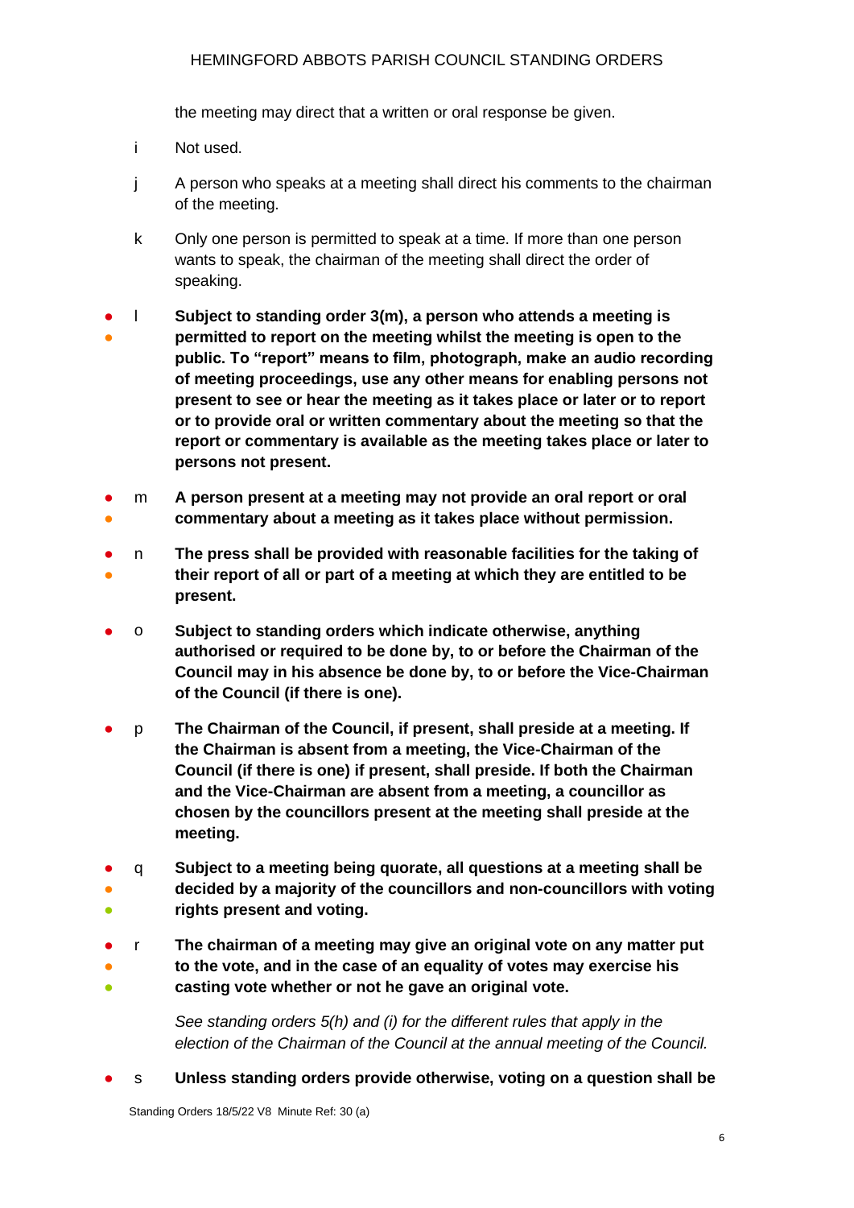the meeting may direct that a written or oral response be given.

i Not used.

j A person who speaks at a meeting shall direct his comments to the chairman of the meeting.

k Only one person is permitted to speak at a time. If more than one person wants to speak, the chairman of the meeting shall direct the order of speaking.

● ● l **Subject to standing order 3(m), a person who attends a meeting is permitted to report on the meeting whilst the meeting is open to the public. To "report" means to film, photograph, make an audio recording of meeting proceedings, use any other means for enabling persons not present to see or hear the meeting as it takes place or later or to report or to provide oral or written commentary about the meeting so that the report or commentary is available as the meeting takes place or later to persons not present.**

● ● m **A person present at a meeting may not provide an oral report or oral commentary about a meeting as it takes place without permission.**

● ● n **The press shall be provided with reasonable facilities for the taking of their report of all or part of a meeting at which they are entitled to be present.**

● o **Subject to standing orders which indicate otherwise, anything authorised or required to be done by, to or before the Chairman of the Council may in his absence be done by, to or before the Vice-Chairman of the Council (if there is one).**

● p **The Chairman of the Council, if present, shall preside at a meeting. If the Chairman is absent from a meeting, the Vice-Chairman of the Council (if there is one) if present, shall preside. If both the Chairman and the Vice-Chairman are absent from a meeting, a councillor as chosen by the councillors present at the meeting shall preside at the meeting.**

● ● ● q **Subject to a meeting being quorate, all questions at a meeting shall be decided by a majority of the councillors and non-councillors with voting rights present and voting.**

● ● ● r **The chairman of a meeting may give an original vote on any matter put to the vote, and in the case of an equality of votes may exercise his casting vote whether or not he gave an original vote.**

*See standing orders 5(h) and (i) for the different rules that apply in the election of the Chairman of the Council at the annual meeting of the Council.*

● s **Unless standing orders provide otherwise, voting on a question shall be**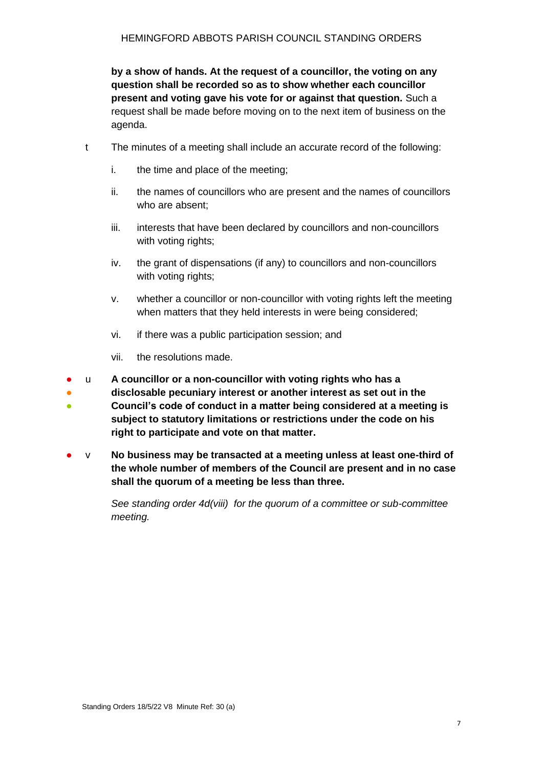**by a show of hands. At the request of a councillor, the voting on any question shall be recorded so as to show whether each councillor present and voting gave his vote for or against that question.** Such a request shall be made before moving on to the next item of business on the agenda.

t The minutes of a meeting shall include an accurate record of the following:

i. the time and place of the meeting;

ii. the names of councillors who are present and the names of councillors who are absent;

iii. interests that have been declared by councillors and non-councillors with voting rights;

iv. the grant of dispensations (if any) to councillors and non-councillors with voting rights;

v. whether a councillor or non-councillor with voting rights left the meeting when matters that they held interests in were being considered;

vi. if there was a public participation session; and

vii. the resolutions made.

● ● ● u **A councillor or a non-councillor with voting rights who has a disclosable pecuniary interest or another interest as set out in the Council's code of conduct in a matter being considered at a meeting is subject to statutory limitations or restrictions under the code on his right to participate and vote on that matter.**

● v **No business may be transacted at a meeting unless at least one-third of the whole number of members of the Council are present and in no case shall the quorum of a meeting be less than three.**

*See standing order 4d(viii) for the quorum of a committee or sub-committee meeting.*

Standing Orders 18/5/22 V8 Minute Ref: 30 (a)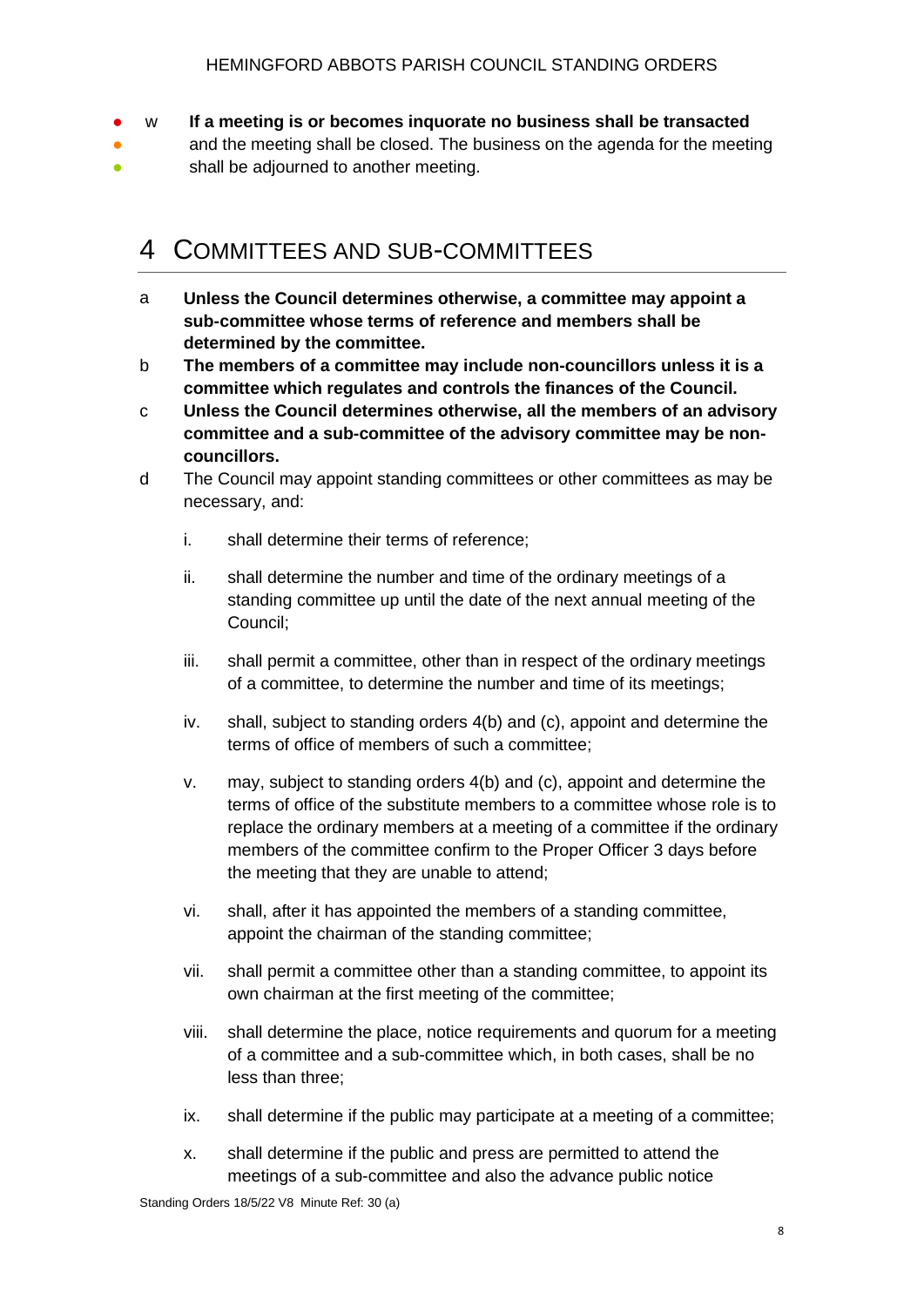w **If a meeting is or becomes inquorate no business shall be transacted** and the meeting shall be closed. The business on the agenda for the meeting shall be adjourned to another meeting.

# 4 COMMITTEES AND SUB-COMMITTEES

a **Unless the Council determines otherwise, a committee may appoint a sub-committee whose terms of reference and members shall be determined by the committee.**

b **The members of a committee may include non-councillors unless it is a committee which regulates and controls the finances of the Council.**

c **Unless the Council determines otherwise, all the members of an advisory committee and a sub-committee of the advisory committee may be non-councillors.**

d The Council may appoint standing committees or other committees as may be necessary, and:

i. shall determine their terms of reference;

ii. shall determine the number and time of the ordinary meetings of a standing committee up until the date of the next annual meeting of the Council;

iii. shall permit a committee, other than in respect of the ordinary meetings of a committee, to determine the number and time of its meetings;

iv. shall, subject to standing orders 4(b) and (c), appoint and determine the terms of office of members of such a committee;

v. may, subject to standing orders 4(b) and (c), appoint and determine the terms of office of the substitute members to a committee whose role is to replace the ordinary members at a meeting of a committee if the ordinary members of the committee confirm to the Proper Officer 3 days before the meeting that they are unable to attend;

vi. shall, after it has appointed the members of a standing committee, appoint the chairman of the standing committee;

vii. shall permit a committee other than a standing committee, to appoint its own chairman at the first meeting of the committee;

viii. shall determine the place, notice requirements and quorum for a meeting of a committee and a sub-committee which, in both cases, shall be no less than three;

ix. shall determine if the public may participate at a meeting of a committee;

x. shall determine if the public and press are permitted to attend the meetings of a sub-committee and also the advance public notice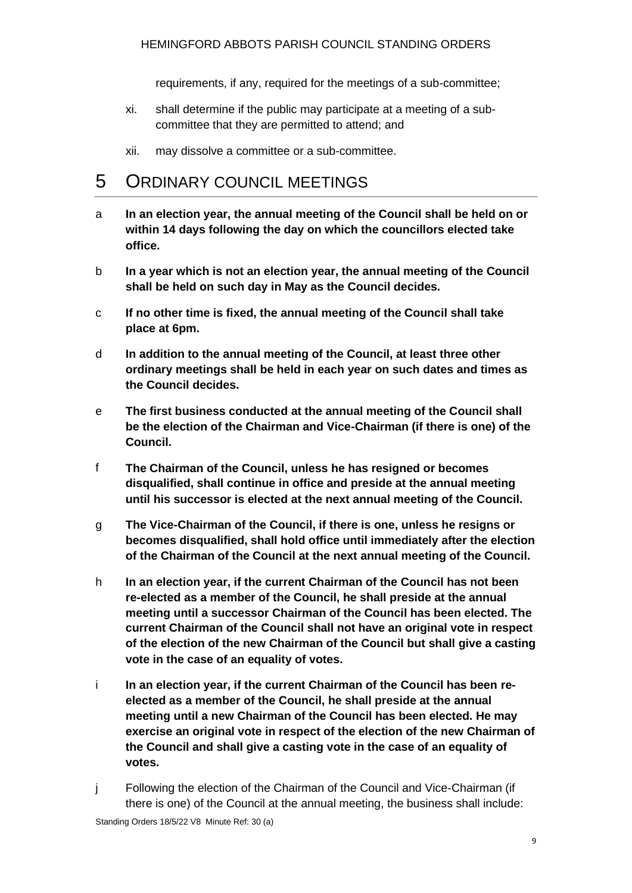requirements, if any, required for the meetings of a sub-committee;

xi. shall determine if the public may participate at a meeting of a sub-committee that they are permitted to attend; and

xii. may dissolve a committee or a sub-committee.

# 5 ORDINARY COUNCIL MEETINGS

a **In an election year, the annual meeting of the Council shall be held on or within 14 days following the day on which the councillors elected take office.**

b **In a year which is not an election year, the annual meeting of the Council shall be held on such day in May as the Council decides.**

c **If no other time is fixed, the annual meeting of the Council shall take place at 6pm.**

d **In addition to the annual meeting of the Council, at least three other ordinary meetings shall be held in each year on such dates and times as the Council decides.**

e **The first business conducted at the annual meeting of the Council shall be the election of the Chairman and Vice-Chairman (if there is one) of the Council.**

f **The Chairman of the Council, unless he has resigned or becomes disqualified, shall continue in office and preside at the annual meeting until his successor is elected at the next annual meeting of the Council.**

g **The Vice-Chairman of the Council, if there is one, unless he resigns or becomes disqualified, shall hold office until immediately after the election of the Chairman of the Council at the next annual meeting of the Council.**

h **In an election year, if the current Chairman of the Council has not been re-elected as a member of the Council, he shall preside at the annual meeting until a successor Chairman of the Council has been elected. The current Chairman of the Council shall not have an original vote in respect of the election of the new Chairman of the Council but shall give a casting vote in the case of an equality of votes.**

i **In an election year, if the current Chairman of the Council has been re-elected as a member of the Council, he shall preside at the annual meeting until a new Chairman of the Council has been elected. He may exercise an original vote in respect of the election of the new Chairman of the Council and shall give a casting vote in the case of an equality of votes.**

j Following the election of the Chairman of the Council and Vice-Chairman (if there is one) of the Council at the annual meeting, the business shall include: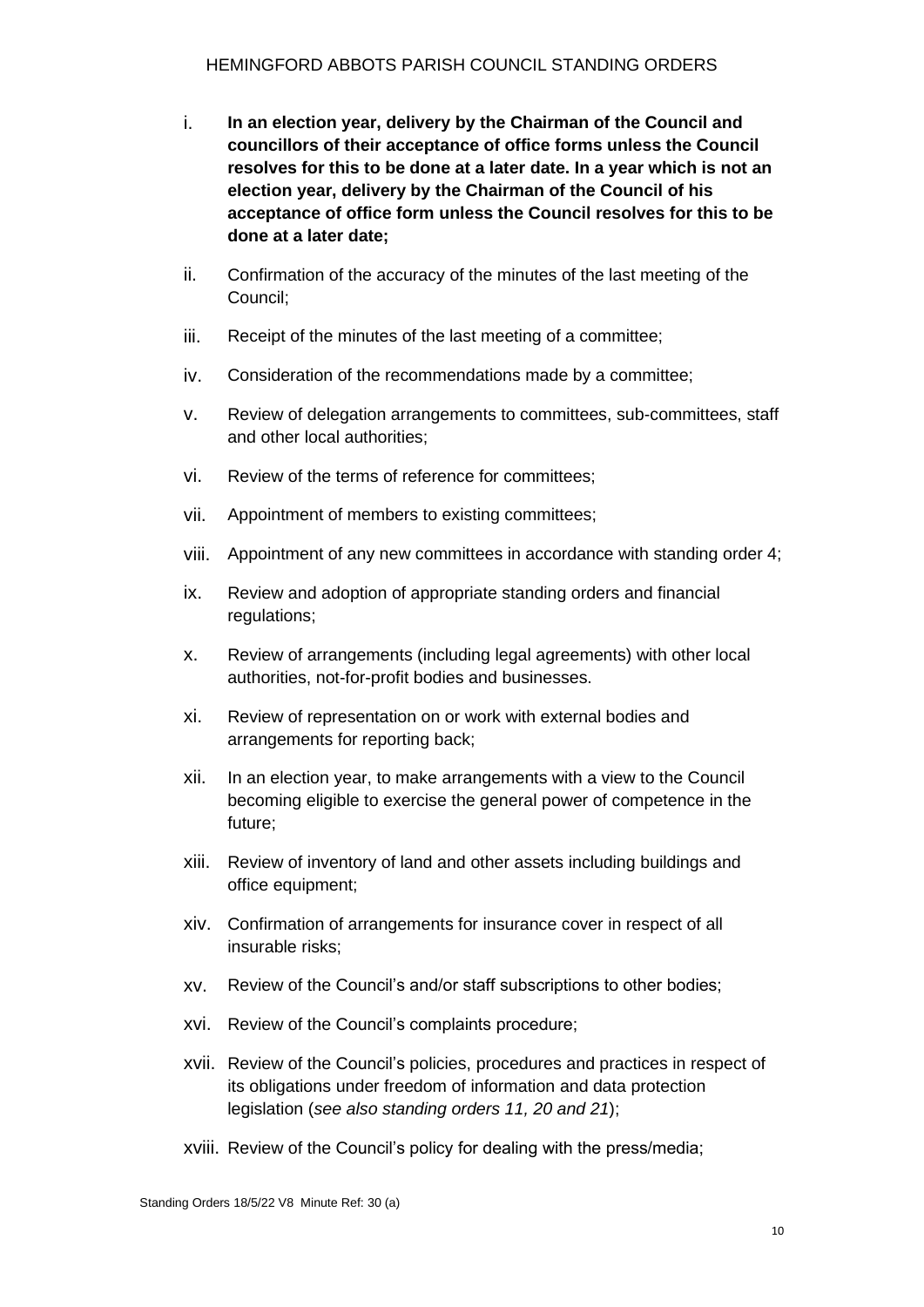i. **In an election year, delivery by the Chairman of the Council and councillors of their acceptance of office forms unless the Council resolves for this to be done at a later date. In a year which is not an election year, delivery by the Chairman of the Council of his acceptance of office form unless the Council resolves for this to be done at a later date;**

ii. Confirmation of the accuracy of the minutes of the last meeting of the Council;

iii. Receipt of the minutes of the last meeting of a committee;

iv. Consideration of the recommendations made by a committee;

v. Review of delegation arrangements to committees, sub-committees, staff and other local authorities;

vi. Review of the terms of reference for committees;

vii. Appointment of members to existing committees;

viii. Appointment of any new committees in accordance with standing order 4;

ix. Review and adoption of appropriate standing orders and financial regulations;

x. Review of arrangements (including legal agreements) with other local authorities, not-for-profit bodies and businesses.

xi. Review of representation on or work with external bodies and arrangements for reporting back;

xii. In an election year, to make arrangements with a view to the Council becoming eligible to exercise the general power of competence in the future;

xiii. Review of inventory of land and other assets including buildings and office equipment;

xiv. Confirmation of arrangements for insurance cover in respect of all insurable risks;

xv. Review of the Council's and/or staff subscriptions to other bodies;

xvi. Review of the Council's complaints procedure;

xvii. Review of the Council's policies, procedures and practices in respect of its obligations under freedom of information and data protection legislation (*see also standing orders 11, 20 and 21*);

xviii. Review of the Council's policy for dealing with the press/media;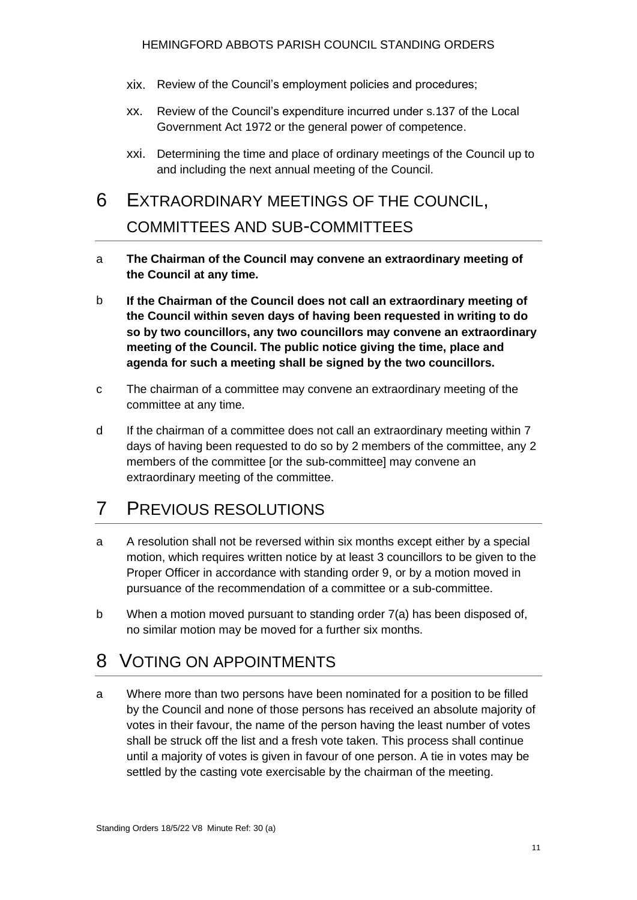xix. Review of the Council's employment policies and procedures;

xx. Review of the Council's expenditure incurred under s.137 of the Local Government Act 1972 or the general power of competence.

xxi. Determining the time and place of ordinary meetings of the Council up to and including the next annual meeting of the Council.

# 6 EXTRAORDINARY MEETINGS OF THE COUNCIL, COMMITTEES AND SUB-COMMITTEES

a **The Chairman of the Council may convene an extraordinary meeting of the Council at any time.**

b **If the Chairman of the Council does not call an extraordinary meeting of the Council within seven days of having been requested in writing to do so by two councillors, any two councillors may convene an extraordinary meeting of the Council. The public notice giving the time, place and agenda for such a meeting shall be signed by the two councillors.**

c The chairman of a committee may convene an extraordinary meeting of the committee at any time.

d If the chairman of a committee does not call an extraordinary meeting within 7 days of having been requested to do so by 2 members of the committee, any 2 members of the committee [or the sub-committee] may convene an extraordinary meeting of the committee.

# 7 PREVIOUS RESOLUTIONS

a A resolution shall not be reversed within six months except either by a special motion, which requires written notice by at least 3 councillors to be given to the Proper Officer in accordance with standing order 9, or by a motion moved in pursuance of the recommendation of a committee or a sub-committee.

b When a motion moved pursuant to standing order 7(a) has been disposed of, no similar motion may be moved for a further six months.

# 8 VOTING ON APPOINTMENTS

a Where more than two persons have been nominated for a position to be filled by the Council and none of those persons has received an absolute majority of votes in their favour, the name of the person having the least number of votes shall be struck off the list and a fresh vote taken. This process shall continue until a majority of votes is given in favour of one person. A tie in votes may be settled by the casting vote exercisable by the chairman of the meeting.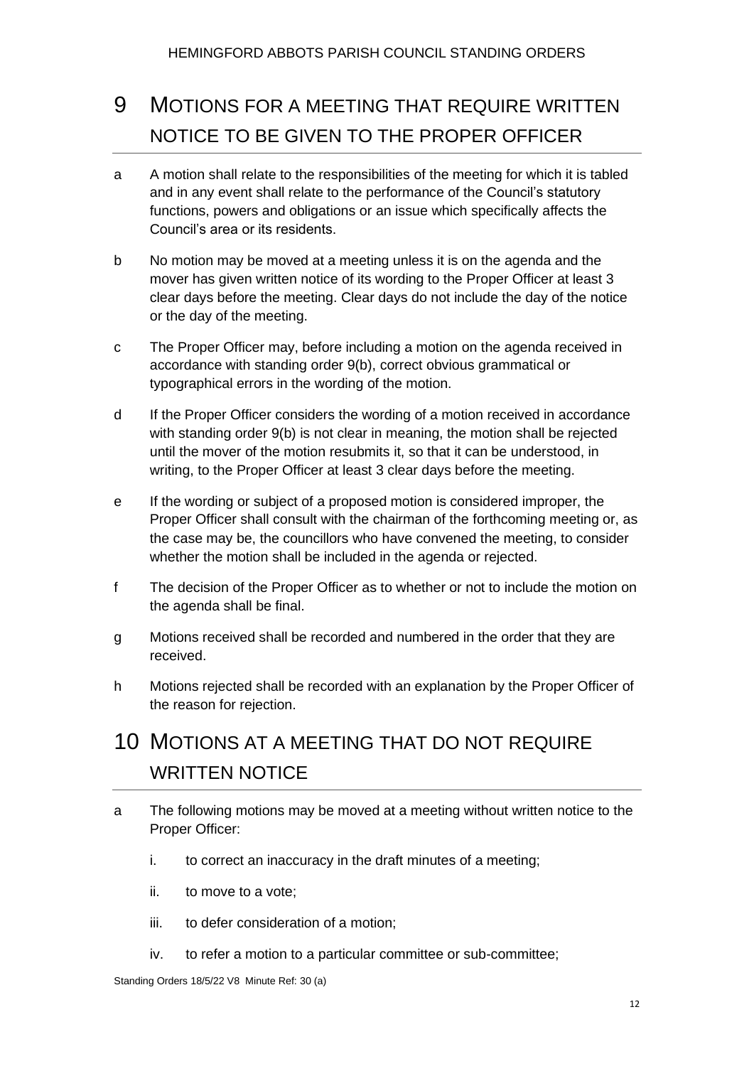# 9 MOTIONS FOR A MEETING THAT REQUIRE WRITTEN NOTICE TO BE GIVEN TO THE PROPER OFFICER

a A motion shall relate to the responsibilities of the meeting for which it is tabled and in any event shall relate to the performance of the Council's statutory functions, powers and obligations or an issue which specifically affects the Council's area or its residents.

b No motion may be moved at a meeting unless it is on the agenda and the mover has given written notice of its wording to the Proper Officer at least 3 clear days before the meeting. Clear days do not include the day of the notice or the day of the meeting.

c The Proper Officer may, before including a motion on the agenda received in accordance with standing order 9(b), correct obvious grammatical or typographical errors in the wording of the motion.

d If the Proper Officer considers the wording of a motion received in accordance with standing order 9(b) is not clear in meaning, the motion shall be rejected until the mover of the motion resubmits it, so that it can be understood, in writing, to the Proper Officer at least 3 clear days before the meeting.

e If the wording or subject of a proposed motion is considered improper, the Proper Officer shall consult with the chairman of the forthcoming meeting or, as the case may be, the councillors who have convened the meeting, to consider whether the motion shall be included in the agenda or rejected.

f The decision of the Proper Officer as to whether or not to include the motion on the agenda shall be final.

g Motions received shall be recorded and numbered in the order that they are received.

h Motions rejected shall be recorded with an explanation by the Proper Officer of the reason for rejection.

# 10 MOTIONS AT A MEETING THAT DO NOT REQUIRE WRITTEN NOTICE

a The following motions may be moved at a meeting without written notice to the Proper Officer:

   i. to correct an inaccuracy in the draft minutes of a meeting;

   ii. to move to a vote;

   iii. to defer consideration of a motion;

   iv. to refer a motion to a particular committee or sub-committee;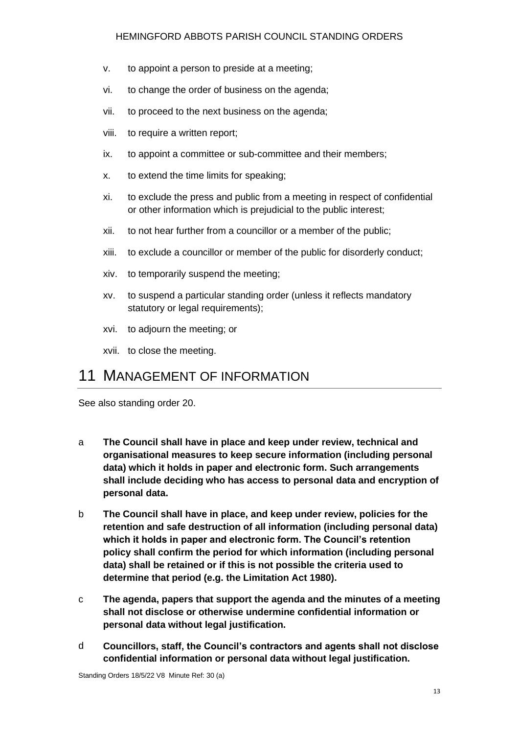v. to appoint a person to preside at a meeting;

vi. to change the order of business on the agenda;

vii. to proceed to the next business on the agenda;

viii. to require a written report;

ix. to appoint a committee or sub-committee and their members;

x. to extend the time limits for speaking;

xi. to exclude the press and public from a meeting in respect of confidential or other information which is prejudicial to the public interest;

xii. to not hear further from a councillor or a member of the public;

xiii. to exclude a councillor or member of the public for disorderly conduct;

xiv. to temporarily suspend the meeting;

xv. to suspend a particular standing order (unless it reflects mandatory statutory or legal requirements);

xvi. to adjourn the meeting; or

xvii. to close the meeting.

# 11 MANAGEMENT OF INFORMATION

See also standing order 20.

a **The Council shall have in place and keep under review, technical and organisational measures to keep secure information (including personal data) which it holds in paper and electronic form. Such arrangements shall include deciding who has access to personal data and encryption of personal data.**

b **The Council shall have in place, and keep under review, policies for the retention and safe destruction of all information (including personal data) which it holds in paper and electronic form. The Council's retention policy shall confirm the period for which information (including personal data) shall be retained or if this is not possible the criteria used to determine that period (e.g. the Limitation Act 1980).**

c **The agenda, papers that support the agenda and the minutes of a meeting shall not disclose or otherwise undermine confidential information or personal data without legal justification.**

d **Councillors, staff, the Council's contractors and agents shall not disclose confidential information or personal data without legal justification.**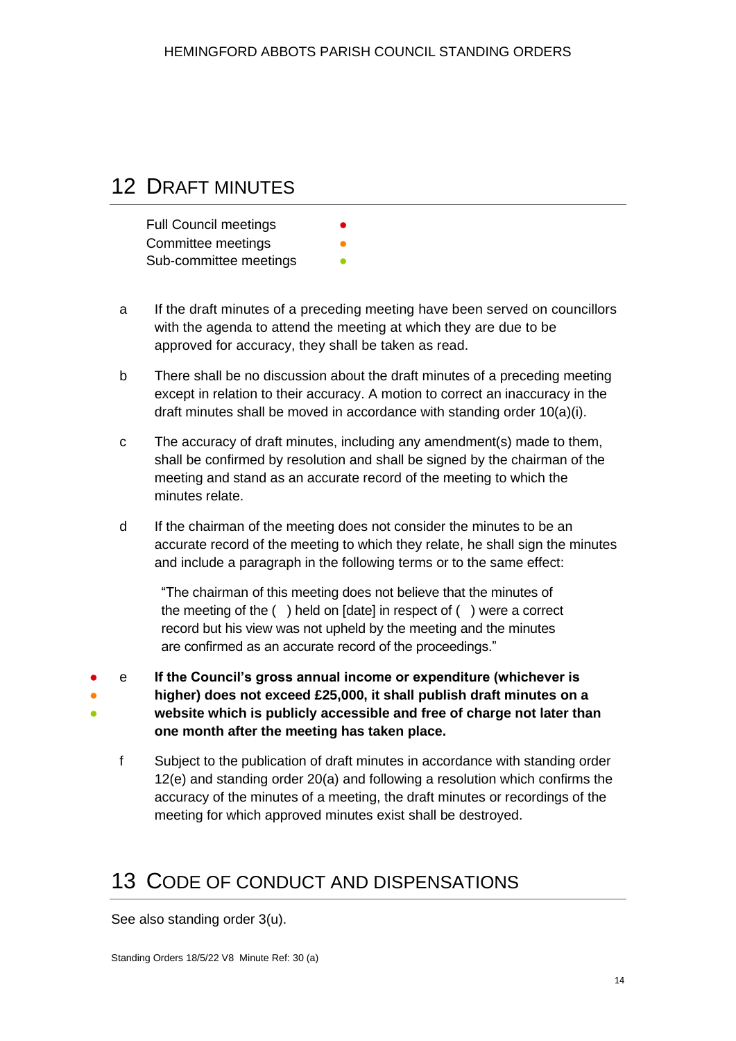# 12 DRAFT MINUTES

Full Council meetings ●
Committee meetings ●
Sub-committee meetings ●

a  If the draft minutes of a preceding meeting have been served on councillors with the agenda to attend the meeting at which they are due to be approved for accuracy, they shall be taken as read.

b  There shall be no discussion about the draft minutes of a preceding meeting except in relation to their accuracy. A motion to correct an inaccuracy in the draft minutes shall be moved in accordance with standing order 10(a)(i).

c  The accuracy of draft minutes, including any amendment(s) made to them, shall be confirmed by resolution and shall be signed by the chairman of the meeting and stand as an accurate record of the meeting to which the minutes relate.

d  If the chairman of the meeting does not consider the minutes to be an accurate record of the meeting to which they relate, he shall sign the minutes and include a paragraph in the following terms or to the same effect:

> "The chairman of this meeting does not believe that the minutes of the meeting of the ( ) held on [date] in respect of ( ) were a correct record but his view was not upheld by the meeting and the minutes are confirmed as an accurate record of the proceedings."

● ● ● e  **If the Council's gross annual income or expenditure (whichever is higher) does not exceed £25,000, it shall publish draft minutes on a website which is publicly accessible and free of charge not later than one month after the meeting has taken place.**

f  Subject to the publication of draft minutes in accordance with standing order 12(e) and standing order 20(a) and following a resolution which confirms the accuracy of the minutes of a meeting, the draft minutes or recordings of the meeting for which approved minutes exist shall be destroyed.

# 13 CODE OF CONDUCT AND DISPENSATIONS

See also standing order 3(u).

Standing Orders 18/5/22 V8 Minute Ref: 30 (a)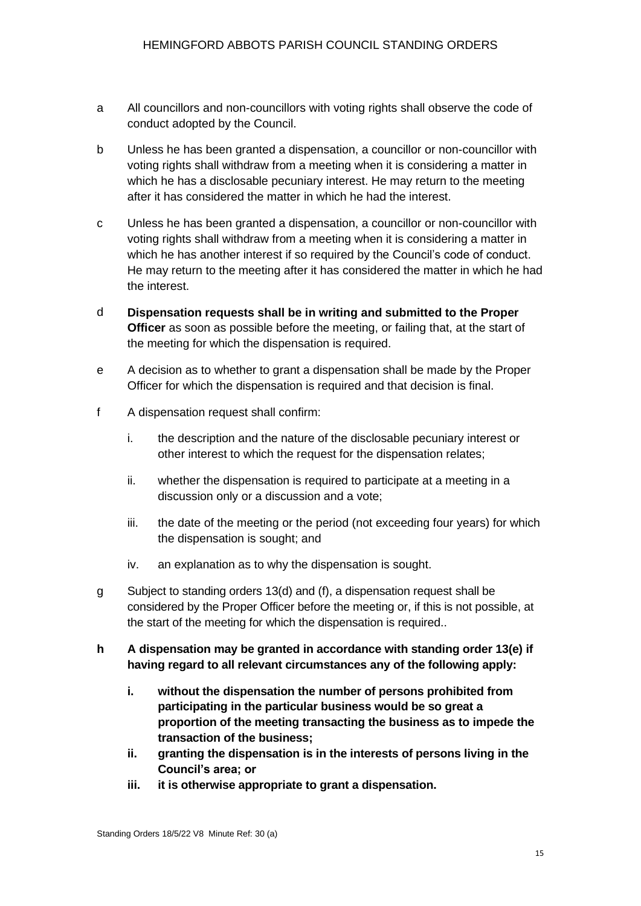a All councillors and non-councillors with voting rights shall observe the code of conduct adopted by the Council.

b Unless he has been granted a dispensation, a councillor or non-councillor with voting rights shall withdraw from a meeting when it is considering a matter in which he has a disclosable pecuniary interest. He may return to the meeting after it has considered the matter in which he had the interest.

c Unless he has been granted a dispensation, a councillor or non-councillor with voting rights shall withdraw from a meeting when it is considering a matter in which he has another interest if so required by the Council's code of conduct. He may return to the meeting after it has considered the matter in which he had the interest.

d **Dispensation requests shall be in writing and submitted to the Proper Officer** as soon as possible before the meeting, or failing that, at the start of the meeting for which the dispensation is required.

e A decision as to whether to grant a dispensation shall be made by the Proper Officer for which the dispensation is required and that decision is final.

f A dispensation request shall confirm:

   i. the description and the nature of the disclosable pecuniary interest or other interest to which the request for the dispensation relates;

   ii. whether the dispensation is required to participate at a meeting in a discussion only or a discussion and a vote;

   iii. the date of the meeting or the period (not exceeding four years) for which the dispensation is sought; and

   iv. an explanation as to why the dispensation is sought.

g Subject to standing orders 13(d) and (f), a dispensation request shall be considered by the Proper Officer before the meeting or, if this is not possible, at the start of the meeting for which the dispensation is required..

**h A dispensation may be granted in accordance with standing order 13(e) if having regard to all relevant circumstances any of the following apply:**

   **i. without the dispensation the number of persons prohibited from participating in the particular business would be so great a proportion of the meeting transacting the business as to impede the transaction of the business;**

   **ii. granting the dispensation is in the interests of persons living in the Council's area; or**

   **iii. it is otherwise appropriate to grant a dispensation.**

Standing Orders 18/5/22 V8 Minute Ref: 30 (a)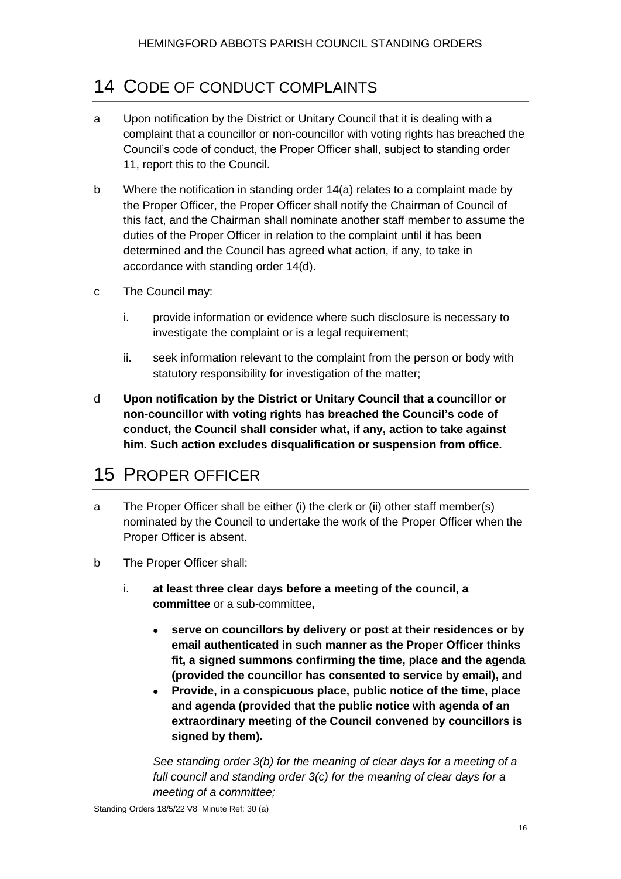# 14 CODE OF CONDUCT COMPLAINTS

a Upon notification by the District or Unitary Council that it is dealing with a complaint that a councillor or non-councillor with voting rights has breached the Council's code of conduct, the Proper Officer shall, subject to standing order 11, report this to the Council.

b Where the notification in standing order 14(a) relates to a complaint made by the Proper Officer, the Proper Officer shall notify the Chairman of Council of this fact, and the Chairman shall nominate another staff member to assume the duties of the Proper Officer in relation to the complaint until it has been determined and the Council has agreed what action, if any, to take in accordance with standing order 14(d).

c The Council may:

   i. provide information or evidence where such disclosure is necessary to investigate the complaint or is a legal requirement;

   ii. seek information relevant to the complaint from the person or body with statutory responsibility for investigation of the matter;

d **Upon notification by the District or Unitary Council that a councillor or non-councillor with voting rights has breached the Council's code of conduct, the Council shall consider what, if any, action to take against him. Such action excludes disqualification or suspension from office.**

# 15 PROPER OFFICER

a The Proper Officer shall be either (i) the clerk or (ii) other staff member(s) nominated by the Council to undertake the work of the Proper Officer when the Proper Officer is absent.

b The Proper Officer shall:

   i. **at least three clear days before a meeting of the council, a committee** or a sub-committee**,**

      - **serve on councillors by delivery or post at their residences or by email authenticated in such manner as the Proper Officer thinks fit, a signed summons confirming the time, place and the agenda (provided the councillor has consented to service by email), and**
      - **Provide, in a conspicuous place, public notice of the time, place and agenda (provided that the public notice with agenda of an extraordinary meeting of the Council convened by councillors is signed by them).**

   *See standing order 3(b) for the meaning of clear days for a meeting of a full council and standing order 3(c) for the meaning of clear days for a meeting of a committee;*

Standing Orders 18/5/22 V8 Minute Ref: 30 (a)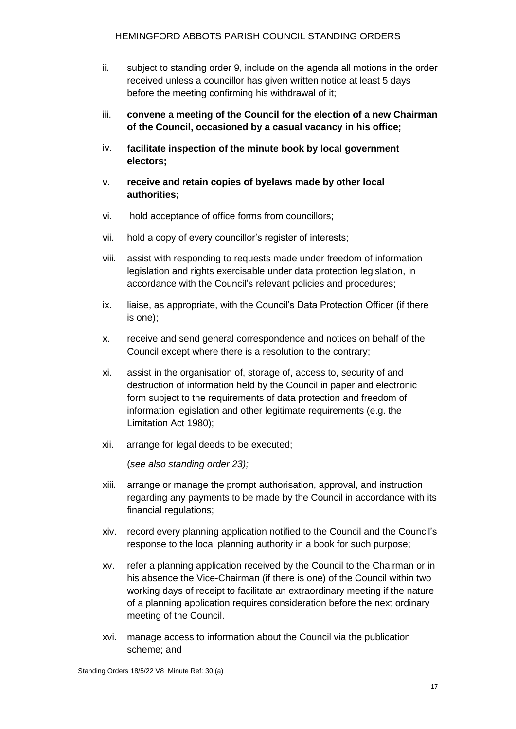ii. subject to standing order 9, include on the agenda all motions in the order received unless a councillor has given written notice at least 5 days before the meeting confirming his withdrawal of it;

iii. **convene a meeting of the Council for the election of a new Chairman of the Council, occasioned by a casual vacancy in his office;**

iv. **facilitate inspection of the minute book by local government electors;**

v. **receive and retain copies of byelaws made by other local authorities;**

vi. hold acceptance of office forms from councillors;

vii. hold a copy of every councillor's register of interests;

viii. assist with responding to requests made under freedom of information legislation and rights exercisable under data protection legislation, in accordance with the Council's relevant policies and procedures;

ix. liaise, as appropriate, with the Council's Data Protection Officer (if there is one);

x. receive and send general correspondence and notices on behalf of the Council except where there is a resolution to the contrary;

xi. assist in the organisation of, storage of, access to, security of and destruction of information held by the Council in paper and electronic form subject to the requirements of data protection and freedom of information legislation and other legitimate requirements (e.g. the Limitation Act 1980);

xii. arrange for legal deeds to be executed;

(*see also standing order 23);*

xiii. arrange or manage the prompt authorisation, approval, and instruction regarding any payments to be made by the Council in accordance with its financial regulations;

xiv. record every planning application notified to the Council and the Council's response to the local planning authority in a book for such purpose;

xv. refer a planning application received by the Council to the Chairman or in his absence the Vice-Chairman (if there is one) of the Council within two working days of receipt to facilitate an extraordinary meeting if the nature of a planning application requires consideration before the next ordinary meeting of the Council.

xvi. manage access to information about the Council via the publication scheme; and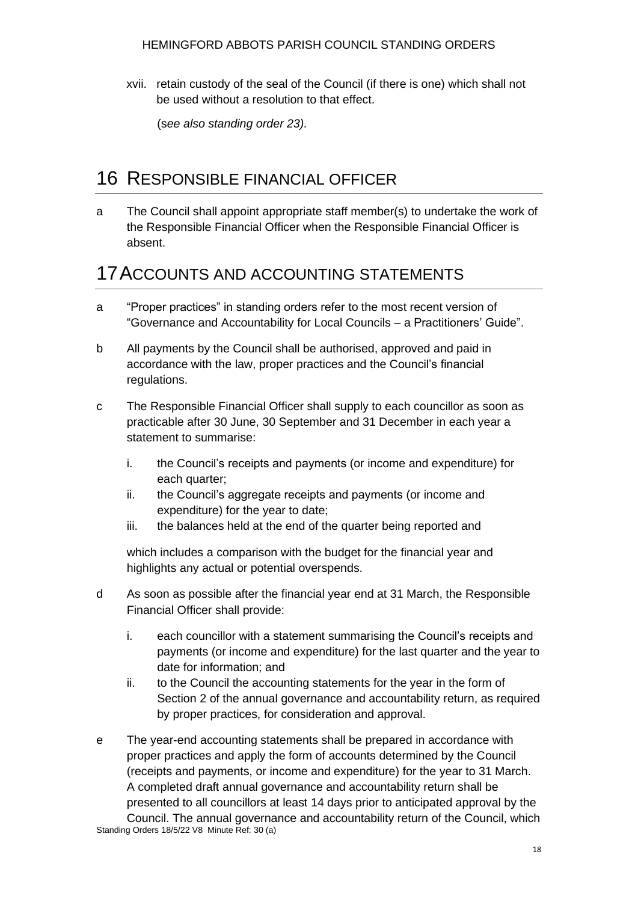xvii. retain custody of the seal of the Council (if there is one) which shall not be used without a resolution to that effect.

(*see also standing order 23).*

# 16 RESPONSIBLE FINANCIAL OFFICER

a The Council shall appoint appropriate staff member(s) to undertake the work of the Responsible Financial Officer when the Responsible Financial Officer is absent.

# 17 ACCOUNTS AND ACCOUNTING STATEMENTS

a "Proper practices" in standing orders refer to the most recent version of "Governance and Accountability for Local Councils – a Practitioners' Guide".

b All payments by the Council shall be authorised, approved and paid in accordance with the law, proper practices and the Council's financial regulations.

c The Responsible Financial Officer shall supply to each councillor as soon as practicable after 30 June, 30 September and 31 December in each year a statement to summarise:

   i. the Council's receipts and payments (or income and expenditure) for each quarter;
   ii. the Council's aggregate receipts and payments (or income and expenditure) for the year to date;
   iii. the balances held at the end of the quarter being reported and

   which includes a comparison with the budget for the financial year and highlights any actual or potential overspends.

d As soon as possible after the financial year end at 31 March, the Responsible Financial Officer shall provide:

   i. each councillor with a statement summarising the Council's receipts and payments (or income and expenditure) for the last quarter and the year to date for information; and
   ii. to the Council the accounting statements for the year in the form of Section 2 of the annual governance and accountability return, as required by proper practices, for consideration and approval.

e The year-end accounting statements shall be prepared in accordance with proper practices and apply the form of accounts determined by the Council (receipts and payments, or income and expenditure) for the year to 31 March. A completed draft annual governance and accountability return shall be presented to all councillors at least 14 days prior to anticipated approval by the Council. The annual governance and accountability return of the Council, which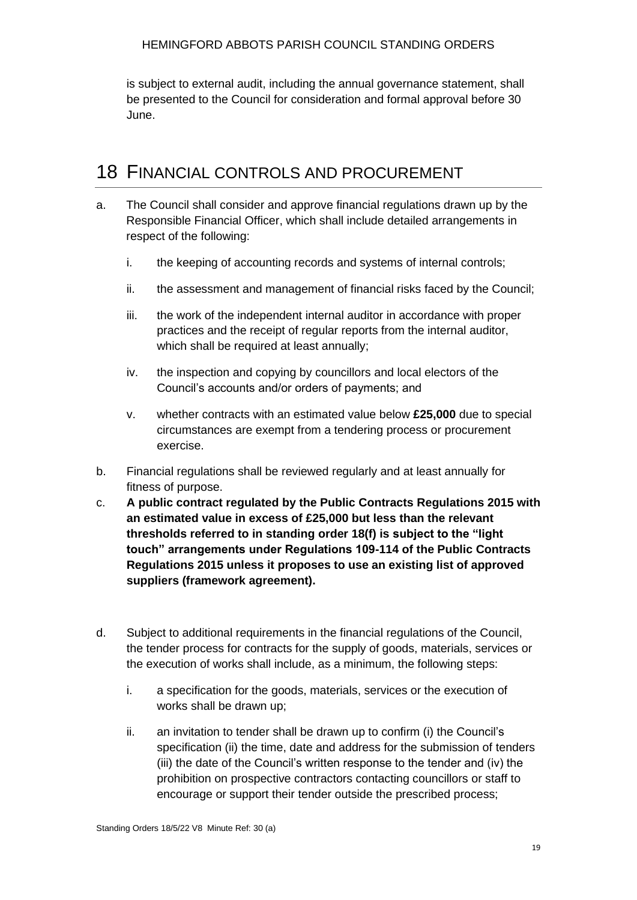is subject to external audit, including the annual governance statement, shall be presented to the Council for consideration and formal approval before 30 June.

# 18 FINANCIAL CONTROLS AND PROCUREMENT

a. The Council shall consider and approve financial regulations drawn up by the Responsible Financial Officer, which shall include detailed arrangements in respect of the following:

    i. the keeping of accounting records and systems of internal controls;

    ii. the assessment and management of financial risks faced by the Council;

    iii. the work of the independent internal auditor in accordance with proper practices and the receipt of regular reports from the internal auditor, which shall be required at least annually;

    iv. the inspection and copying by councillors and local electors of the Council's accounts and/or orders of payments; and

    v. whether contracts with an estimated value below **£25,000** due to special circumstances are exempt from a tendering process or procurement exercise.

b. Financial regulations shall be reviewed regularly and at least annually for fitness of purpose.

c. **A public contract regulated by the Public Contracts Regulations 2015 with an estimated value in excess of £25,000 but less than the relevant thresholds referred to in standing order 18(f) is subject to the "light touch" arrangements under Regulations 109-114 of the Public Contracts Regulations 2015 unless it proposes to use an existing list of approved suppliers (framework agreement).**

d. Subject to additional requirements in the financial regulations of the Council, the tender process for contracts for the supply of goods, materials, services or the execution of works shall include, as a minimum, the following steps:

    i. a specification for the goods, materials, services or the execution of works shall be drawn up;

    ii. an invitation to tender shall be drawn up to confirm (i) the Council's specification (ii) the time, date and address for the submission of tenders (iii) the date of the Council's written response to the tender and (iv) the prohibition on prospective contractors contacting councillors or staff to encourage or support their tender outside the prescribed process;

Standing Orders 18/5/22 V8 Minute Ref: 30 (a)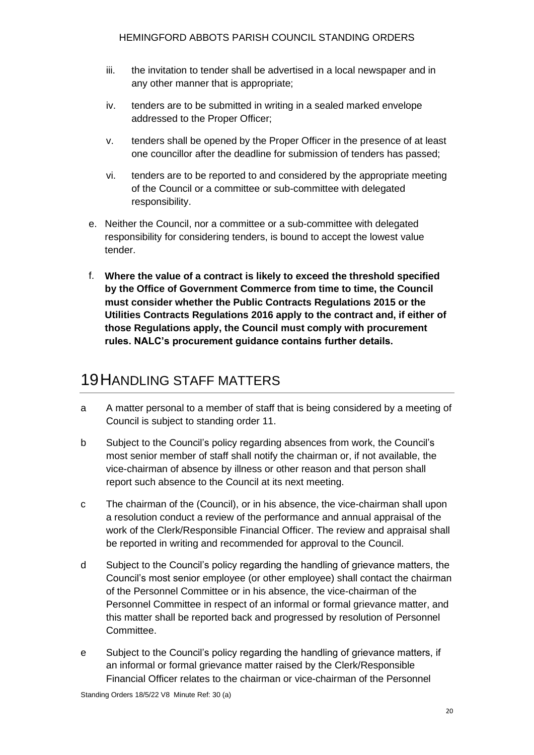iii. the invitation to tender shall be advertised in a local newspaper and in any other manner that is appropriate;

iv. tenders are to be submitted in writing in a sealed marked envelope addressed to the Proper Officer;

v. tenders shall be opened by the Proper Officer in the presence of at least one councillor after the deadline for submission of tenders has passed;

vi. tenders are to be reported to and considered by the appropriate meeting of the Council or a committee or sub-committee with delegated responsibility.

e. Neither the Council, nor a committee or a sub-committee with delegated responsibility for considering tenders, is bound to accept the lowest value tender.

f. **Where the value of a contract is likely to exceed the threshold specified by the Office of Government Commerce from time to time, the Council must consider whether the Public Contracts Regulations 2015 or the Utilities Contracts Regulations 2016 apply to the contract and, if either of those Regulations apply, the Council must comply with procurement rules. NALC's procurement guidance contains further details.**

# 19 HANDLING STAFF MATTERS

a A matter personal to a member of staff that is being considered by a meeting of Council is subject to standing order 11.

b Subject to the Council's policy regarding absences from work, the Council's most senior member of staff shall notify the chairman or, if not available, the vice-chairman of absence by illness or other reason and that person shall report such absence to the Council at its next meeting.

c The chairman of the (Council), or in his absence, the vice-chairman shall upon a resolution conduct a review of the performance and annual appraisal of the work of the Clerk/Responsible Financial Officer. The review and appraisal shall be reported in writing and recommended for approval to the Council.

d Subject to the Council's policy regarding the handling of grievance matters, the Council's most senior employee (or other employee) shall contact the chairman of the Personnel Committee or in his absence, the vice-chairman of the Personnel Committee in respect of an informal or formal grievance matter, and this matter shall be reported back and progressed by resolution of Personnel Committee.

e Subject to the Council's policy regarding the handling of grievance matters, if an informal or formal grievance matter raised by the Clerk/Responsible Financial Officer relates to the chairman or vice-chairman of the Personnel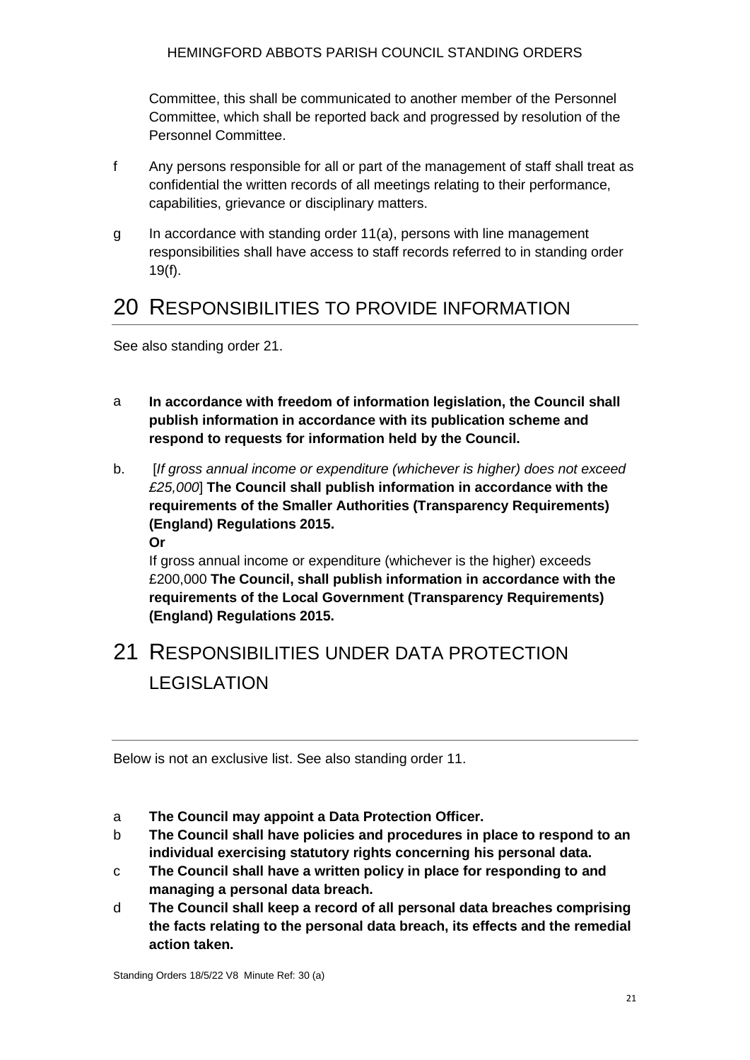Committee, this shall be communicated to another member of the Personnel Committee, which shall be reported back and progressed by resolution of the Personnel Committee.

f Any persons responsible for all or part of the management of staff shall treat as confidential the written records of all meetings relating to their performance, capabilities, grievance or disciplinary matters.

g In accordance with standing order 11(a), persons with line management responsibilities shall have access to staff records referred to in standing order 19(f).

# 20 RESPONSIBILITIES TO PROVIDE INFORMATION

See also standing order 21.

a **In accordance with freedom of information legislation, the Council shall publish information in accordance with its publication scheme and respond to requests for information held by the Council.**

b. [*If gross annual income or expenditure (whichever is higher) does not exceed £25,000*] **The Council shall publish information in accordance with the requirements of the Smaller Authorities (Transparency Requirements) (England) Regulations 2015.**
**Or**
If gross annual income or expenditure (whichever is the higher) exceeds £200,000 **The Council, shall publish information in accordance with the requirements of the Local Government (Transparency Requirements) (England) Regulations 2015.**

# 21 RESPONSIBILITIES UNDER DATA PROTECTION LEGISLATION

Below is not an exclusive list. See also standing order 11.

a **The Council may appoint a Data Protection Officer.**
b **The Council shall have policies and procedures in place to respond to an individual exercising statutory rights concerning his personal data.**
c **The Council shall have a written policy in place for responding to and managing a personal data breach.**
d **The Council shall keep a record of all personal data breaches comprising the facts relating to the personal data breach, its effects and the remedial action taken.**

Standing Orders 18/5/22 V8 Minute Ref: 30 (a)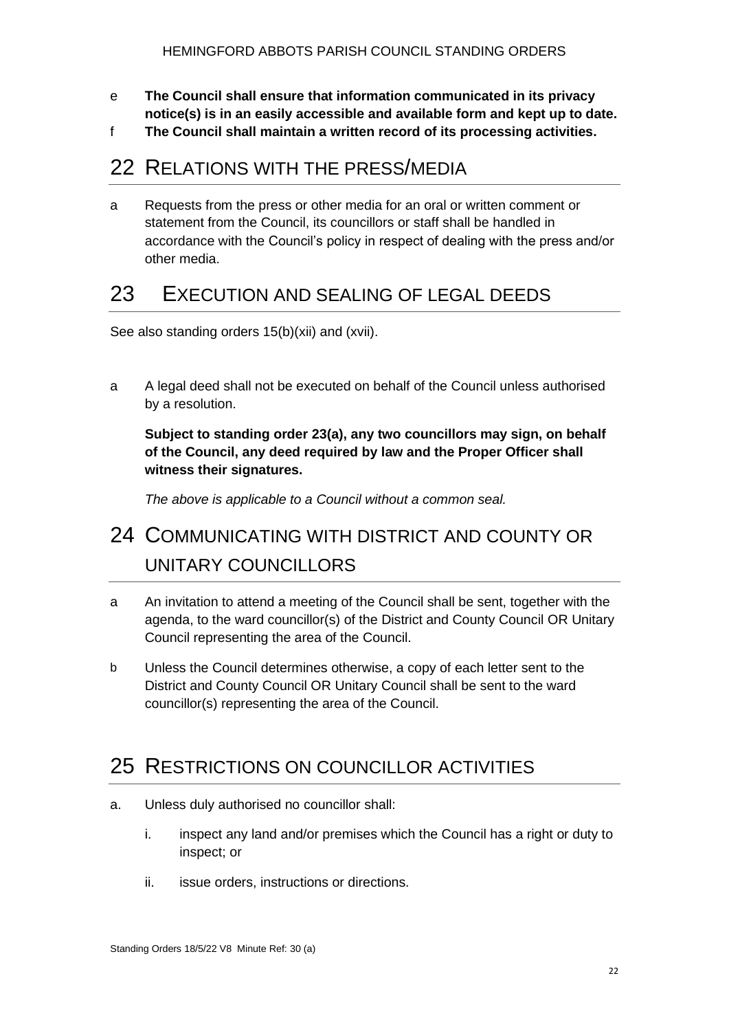e **The Council shall ensure that information communicated in its privacy notice(s) is in an easily accessible and available form and kept up to date.**

f **The Council shall maintain a written record of its processing activities.**

# 22 RELATIONS WITH THE PRESS/MEDIA

a Requests from the press or other media for an oral or written comment or statement from the Council, its councillors or staff shall be handled in accordance with the Council's policy in respect of dealing with the press and/or other media.

# 23 EXECUTION AND SEALING OF LEGAL DEEDS

See also standing orders 15(b)(xii) and (xvii).

a A legal deed shall not be executed on behalf of the Council unless authorised by a resolution.

**Subject to standing order 23(a), any two councillors may sign, on behalf of the Council, any deed required by law and the Proper Officer shall witness their signatures.**

*The above is applicable to a Council without a common seal.*

# 24 COMMUNICATING WITH DISTRICT AND COUNTY OR UNITARY COUNCILLORS

a An invitation to attend a meeting of the Council shall be sent, together with the agenda, to the ward councillor(s) of the District and County Council OR Unitary Council representing the area of the Council.

b Unless the Council determines otherwise, a copy of each letter sent to the District and County Council OR Unitary Council shall be sent to the ward councillor(s) representing the area of the Council.

# 25 RESTRICTIONS ON COUNCILLOR ACTIVITIES

a. Unless duly authorised no councillor shall:

   i. inspect any land and/or premises which the Council has a right or duty to inspect; or

   ii. issue orders, instructions or directions.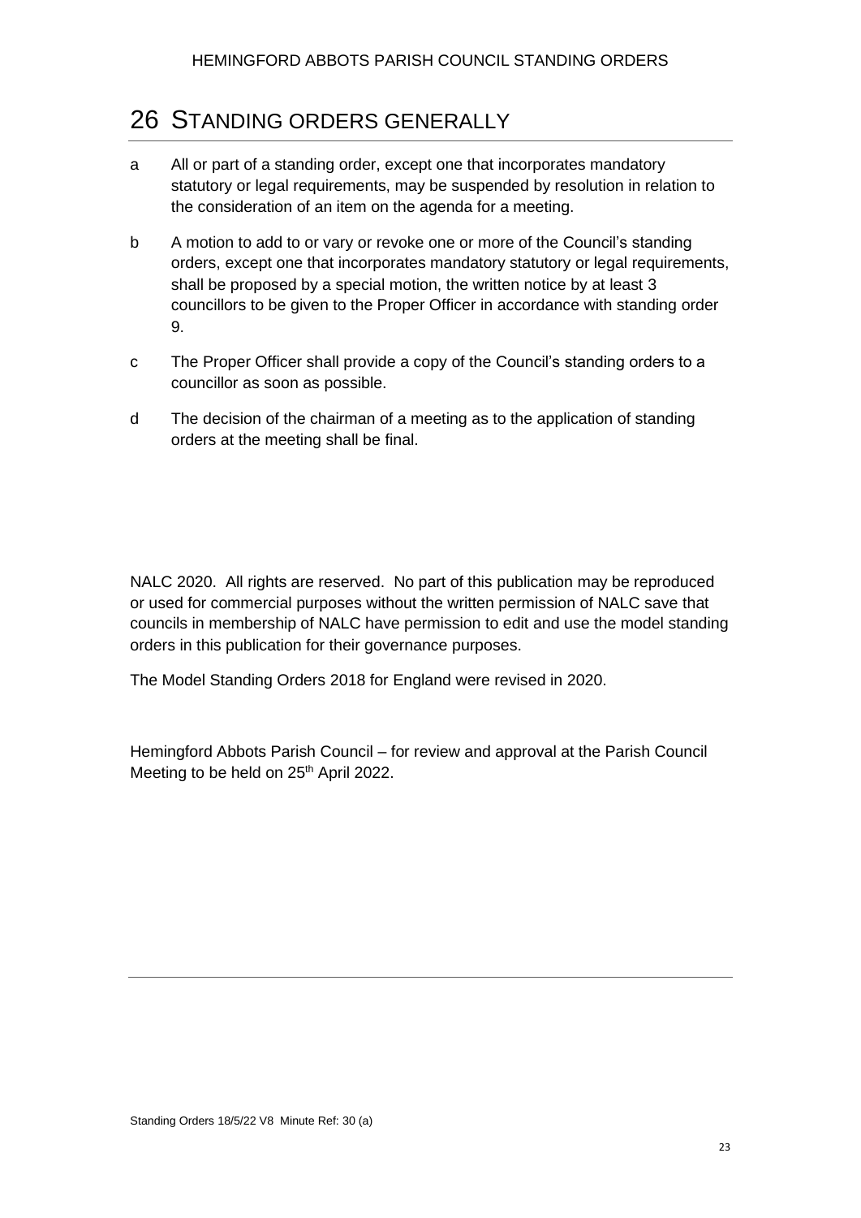# 26 STANDING ORDERS GENERALLY

a All or part of a standing order, except one that incorporates mandatory statutory or legal requirements, may be suspended by resolution in relation to the consideration of an item on the agenda for a meeting.

b A motion to add to or vary or revoke one or more of the Council's standing orders, except one that incorporates mandatory statutory or legal requirements, shall be proposed by a special motion, the written notice by at least 3 councillors to be given to the Proper Officer in accordance with standing order 9.

c The Proper Officer shall provide a copy of the Council's standing orders to a councillor as soon as possible.

d The decision of the chairman of a meeting as to the application of standing orders at the meeting shall be final.

NALC 2020. All rights are reserved. No part of this publication may be reproduced or used for commercial purposes without the written permission of NALC save that councils in membership of NALC have permission to edit and use the model standing orders in this publication for their governance purposes.

The Model Standing Orders 2018 for England were revised in 2020.

Hemingford Abbots Parish Council – for review and approval at the Parish Council Meeting to be held on 25th April 2022.